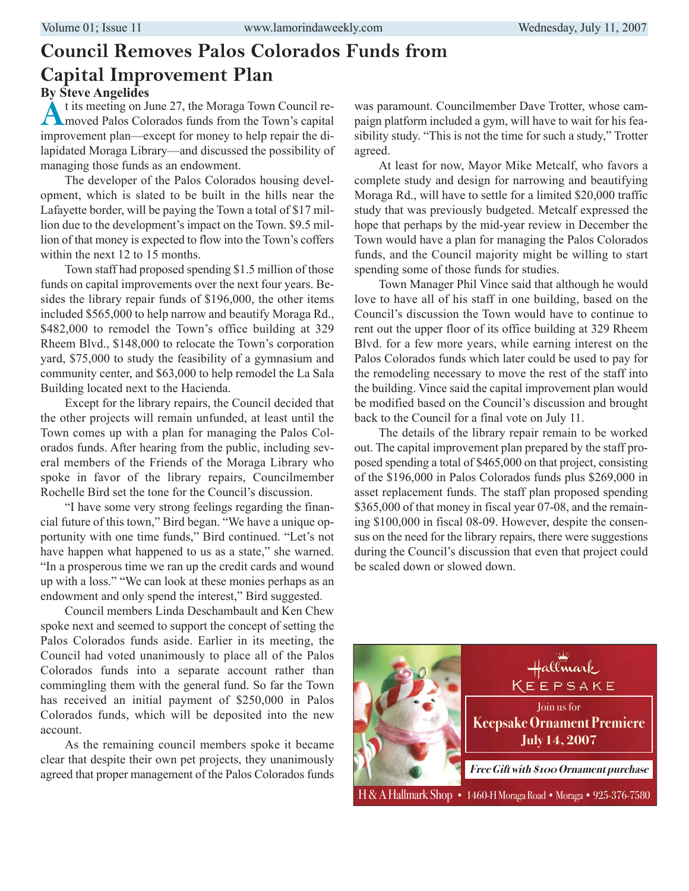# Council Removes Palos Colorados Funds from Capital Improvement Plan

**By Steve Angelides**

At its meeting on June 27, the Moraga Town Council removed Palos Colorados funds from the Town's capital improvement plan—except for money to help repair the dilapidated Moraga Library—and discussed the possibility of managing those funds as an endowment.

The developer of the Palos Colorados housing development, which is slated to be built in the hills near the Lafayette border, will be paying the Town a total of $17 million due to the development's impact on the Town. $9.5 million of that money is expected to flow into the Town's coffers within the next 12 to 15 months.

Town staff had proposed spending $1.5 million of those funds on capital improvements over the next four years. Besides the library repair funds of $196,000, the other items included $565,000 to help narrow and beautify Moraga Rd., $482,000 to remodel the Town's office building at 329 Rheem Blvd., $148,000 to relocate the Town's corporation yard, $75,000 to study the feasibility of a gymnasium and community center, and $63,000 to help remodel the La Sala Building located next to the Hacienda.

Except for the library repairs, the Council decided that the other projects will remain unfunded, at least until the Town comes up with a plan for managing the Palos Colorados funds. After hearing from the public, including several members of the Friends of the Moraga Library who spoke in favor of the library repairs, Councilmember Rochelle Bird set the tone for the Council's discussion.

"I have some very strong feelings regarding the financial future of this town," Bird began. "We have a unique opportunity with one time funds," Bird continued. "Let's not have happen what happened to us as a state," she warned. "In a prosperous time we ran up the credit cards and wound up with a loss." "We can look at these monies perhaps as an endowment and only spend the interest," Bird suggested.

Council members Linda Deschambault and Ken Chew spoke next and seemed to support the concept of setting the Palos Colorados funds aside. Earlier in its meeting, the Council had voted unanimously to place all of the Palos Colorados funds into a separate account rather than commingling them with the general fund. So far the Town has received an initial payment of $250,000 in Palos Colorados funds, which will be deposited into the new account.

As the remaining council members spoke it became clear that despite their own pet projects, they unanimously agreed that proper management of the Palos Colorados funds was paramount. Councilmember Dave Trotter, whose campaign platform included a gym, will have to wait for his feasibility study. "This is not the time for such a study," Trotter agreed.

At least for now, Mayor Mike Metcalf, who favors a complete study and design for narrowing and beautifying Moraga Rd., will have to settle for a limited $20,000 traffic study that was previously budgeted. Metcalf expressed the hope that perhaps by the mid-year review in December the Town would have a plan for managing the Palos Colorados funds, and the Council majority might be willing to start spending some of those funds for studies.

Town Manager Phil Vince said that although he would love to have all of his staff in one building, based on the Council's discussion the Town would have to continue to rent out the upper floor of its office building at 329 Rheem Blvd. for a few more years, while earning interest on the Palos Colorados funds which later could be used to pay for the remodeling necessary to move the rest of the staff into the building. Vince said the capital improvement plan would be modified based on the Council's discussion and brought back to the Council for a final vote on July 11.

The details of the library repair remain to be worked out. The capital improvement plan prepared by the staff proposed spending a total of $465,000 on that project, consisting of the $196,000 in Palos Colorados funds plus $269,000 in asset replacement funds. The staff plan proposed spending $365,000 of that money in fiscal year 07-08, and the remaining $100,000 in fiscal 08-09. However, despite the consensus on the need for the library repairs, there were suggestions during the Council's discussion that even that project could be scaled down or slowed down.

Hallmark KEEPSAKE

Join us for **Keepsake Ornament Premiere July 14, 2007**

*Free Gift with $100 Ornament purchase*

H & A Hallmark Shop • 1460-H Moraga Road • Moraga • 925-376-7580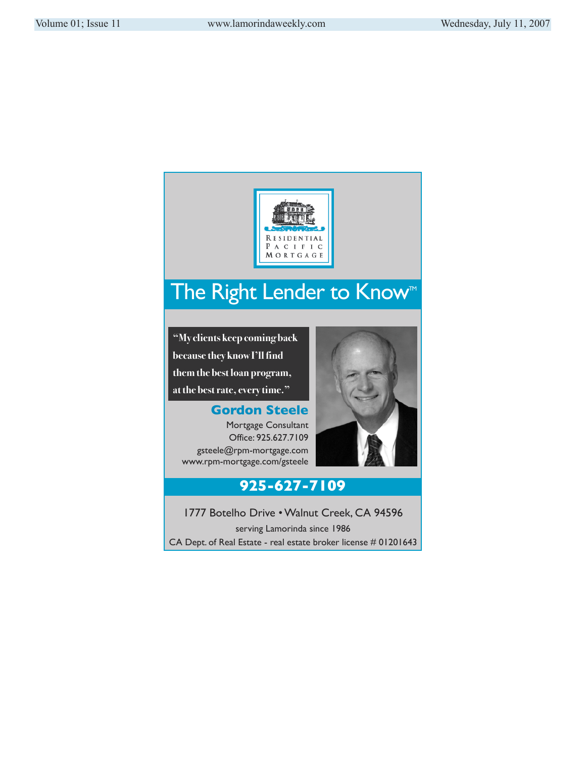RESIDENTIAL PACIFIC MORTGAGE

# The Right Lender to Know™

**"My clients keep coming back because they know I'll find them the best loan program, at the best rate, every time."**

## Gordon Steele

Mortgage Consultant
Office: 925.627.7109
gsteele@rpm-mortgage.com
www.rpm-mortgage.com/gsteele

**925-627-7109**

1777 Botelho Drive • Walnut Creek, CA 94596
serving Lamorinda since 1986
CA Dept. of Real Estate - real estate broker license # 01201643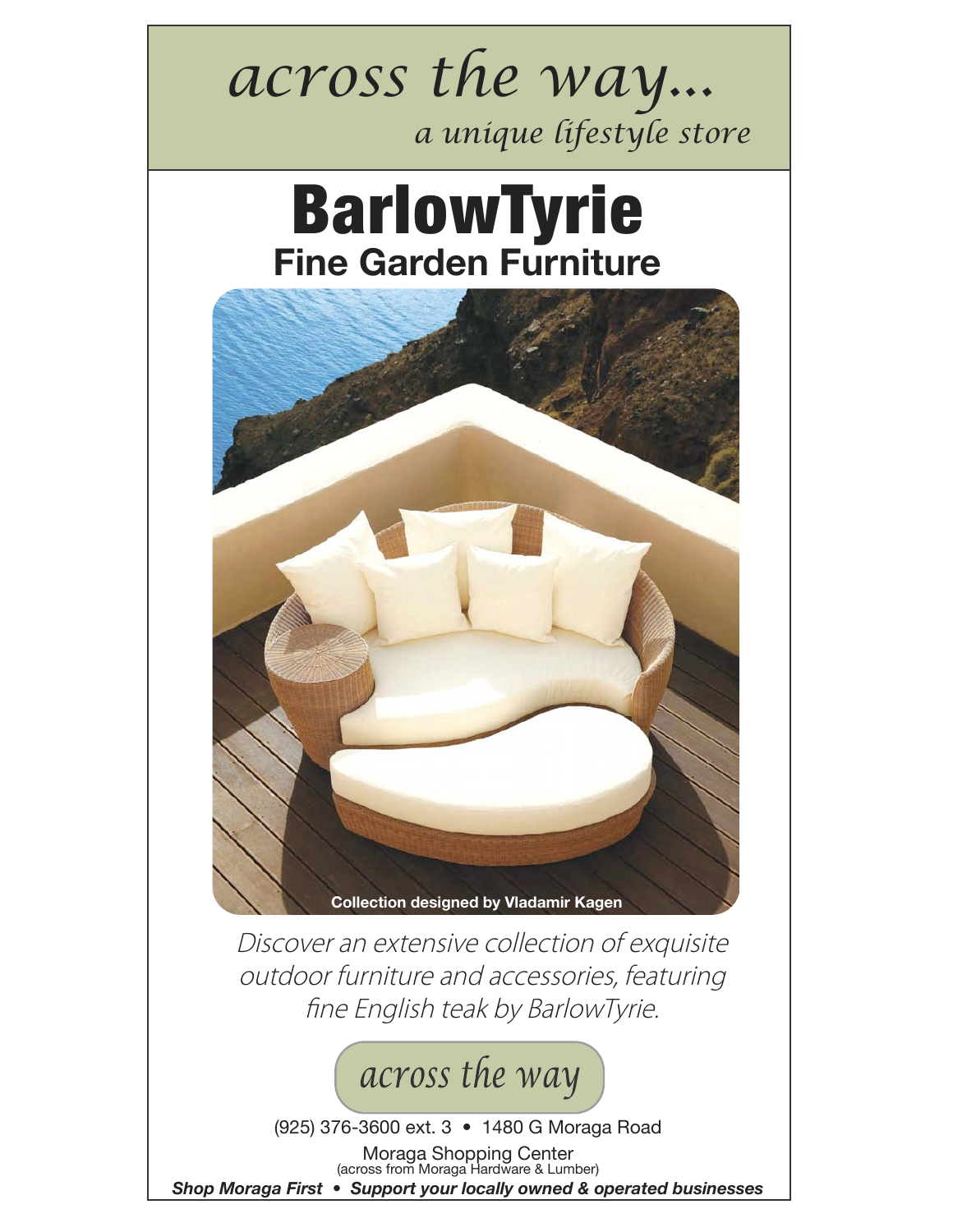# across the way...

*a unique lifestyle store*

# BarlowTyrie

## Fine Garden Furniture

**Collection designed by Vladamir Kagen**

*Discover an extensive collection of exquisite outdoor furniture and accessories, featuring fine English teak by BarlowTyrie.*

*across the way*

(925) 376-3600 ext. 3 • 1480 G Moraga Road

Moraga Shopping Center
(across from Moraga Hardware & Lumber)

***Shop Moraga First • Support your locally owned & operated businesses***